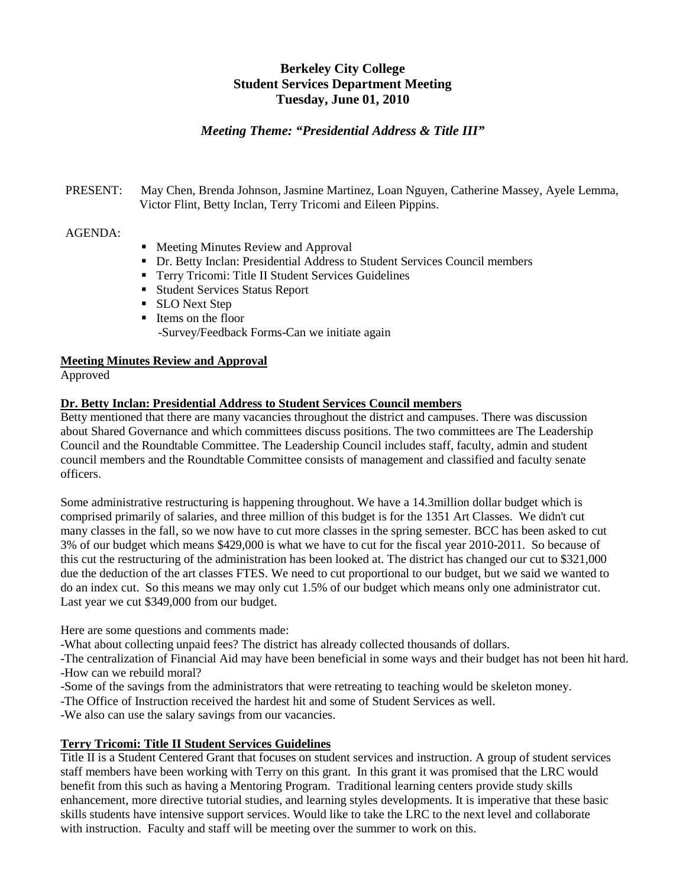# Berkeley City College
## Student Services Department Meeting
### Tuesday, June 01, 2010

***Meeting Theme: "Presidential Address & Title III"***

PRESENT: May Chen, Brenda Johnson, Jasmine Martinez, Loan Nguyen, Catherine Massey, Ayele Lemma, Victor Flint, Betty Inclan, Terry Tricomi and Eileen Pippins.

AGENDA:

- Meeting Minutes Review and Approval
- Dr. Betty Inclan: Presidential Address to Student Services Council members
- Terry Tricomi: Title II Student Services Guidelines
- Student Services Status Report
- SLO Next Step
- Items on the floor
  -Survey/Feedback Forms-Can we initiate again

**Meeting Minutes Review and Approval**

Approved

**Dr. Betty Inclan: Presidential Address to Student Services Council members**

Betty mentioned that there are many vacancies throughout the district and campuses. There was discussion about Shared Governance and which committees discuss positions. The two committees are The Leadership Council and the Roundtable Committee. The Leadership Council includes staff, faculty, admin and student council members and the Roundtable Committee consists of management and classified and faculty senate officers.

Some administrative restructuring is happening throughout. We have a 14.3million dollar budget which is comprised primarily of salaries, and three million of this budget is for the 1351 Art Classes. We didn't cut many classes in the fall, so we now have to cut more classes in the spring semester. BCC has been asked to cut 3% of our budget which means $429,000 is what we have to cut for the fiscal year 2010-2011. So because of this cut the restructuring of the administration has been looked at. The district has changed our cut to $321,000 due the deduction of the art classes FTES. We need to cut proportional to our budget, but we said we wanted to do an index cut. So this means we may only cut 1.5% of our budget which means only one administrator cut. Last year we cut $349,000 from our budget.

Here are some questions and comments made:

-What about collecting unpaid fees? The district has already collected thousands of dollars.
-The centralization of Financial Aid may have been beneficial in some ways and their budget has not been hit hard.
-How can we rebuild moral?
-Some of the savings from the administrators that were retreating to teaching would be skeleton money.
-The Office of Instruction received the hardest hit and some of Student Services as well.
-We also can use the salary savings from our vacancies.

**Terry Tricomi: Title II Student Services Guidelines**

Title II is a Student Centered Grant that focuses on student services and instruction. A group of student services staff members have been working with Terry on this grant. In this grant it was promised that the LRC would benefit from this such as having a Mentoring Program. Traditional learning centers provide study skills enhancement, more directive tutorial studies, and learning styles developments. It is imperative that these basic skills students have intensive support services. Would like to take the LRC to the next level and collaborate with instruction. Faculty and staff will be meeting over the summer to work on this.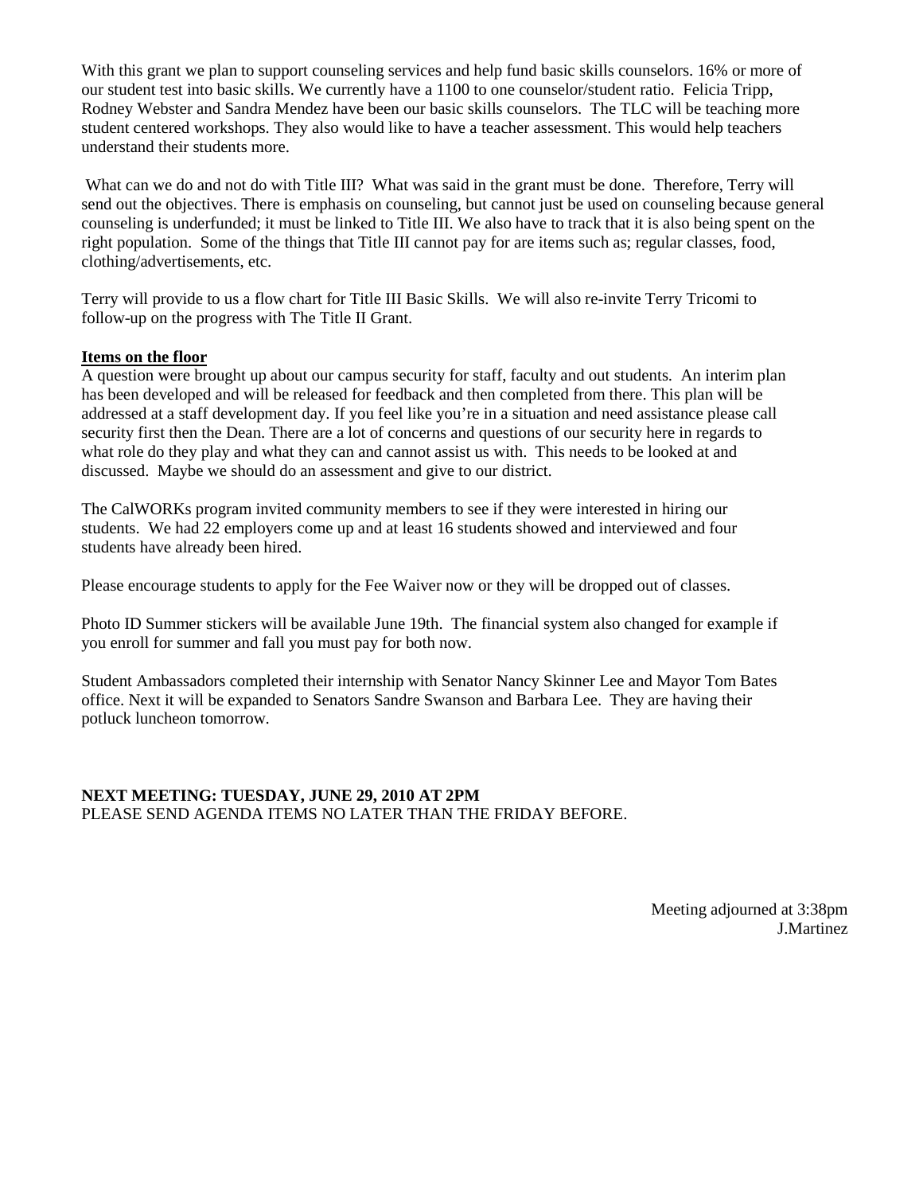With this grant we plan to support counseling services and help fund basic skills counselors. 16% or more of our student test into basic skills. We currently have a 1100 to one counselor/student ratio. Felicia Tripp, Rodney Webster and Sandra Mendez have been our basic skills counselors. The TLC will be teaching more student centered workshops. They also would like to have a teacher assessment. This would help teachers understand their students more.

What can we do and not do with Title III? What was said in the grant must be done. Therefore, Terry will send out the objectives. There is emphasis on counseling, but cannot just be used on counseling because general counseling is underfunded; it must be linked to Title III. We also have to track that it is also being spent on the right population. Some of the things that Title III cannot pay for are items such as; regular classes, food, clothing/advertisements, etc.

Terry will provide to us a flow chart for Title III Basic Skills. We will also re-invite Terry Tricomi to follow-up on the progress with The Title II Grant.

**Items on the floor**

A question were brought up about our campus security for staff, faculty and out students. An interim plan has been developed and will be released for feedback and then completed from there. This plan will be addressed at a staff development day. If you feel like you're in a situation and need assistance please call security first then the Dean. There are a lot of concerns and questions of our security here in regards to what role do they play and what they can and cannot assist us with. This needs to be looked at and discussed. Maybe we should do an assessment and give to our district.

The CalWORKs program invited community members to see if they were interested in hiring our students. We had 22 employers come up and at least 16 students showed and interviewed and four students have already been hired.

Please encourage students to apply for the Fee Waiver now or they will be dropped out of classes.

Photo ID Summer stickers will be available June 19th. The financial system also changed for example if you enroll for summer and fall you must pay for both now.

Student Ambassadors completed their internship with Senator Nancy Skinner Lee and Mayor Tom Bates office. Next it will be expanded to Senators Sandre Swanson and Barbara Lee. They are having their potluck luncheon tomorrow.

**NEXT MEETING: TUESDAY, JUNE 29, 2010 AT 2PM**
PLEASE SEND AGENDA ITEMS NO LATER THAN THE FRIDAY BEFORE.

Meeting adjourned at 3:38pm
J.Martinez